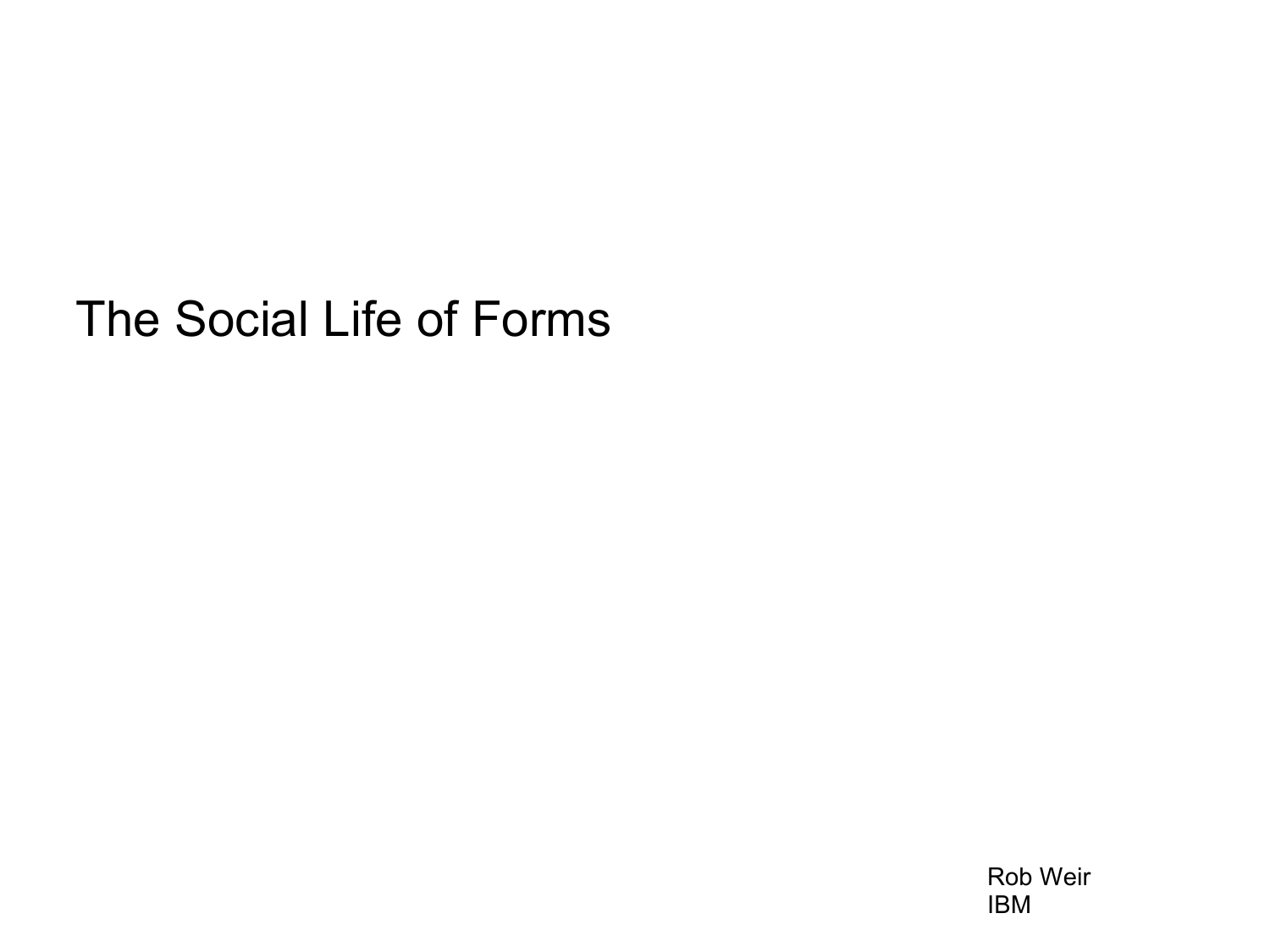# The Social Life of Forms

Rob Weir
IBM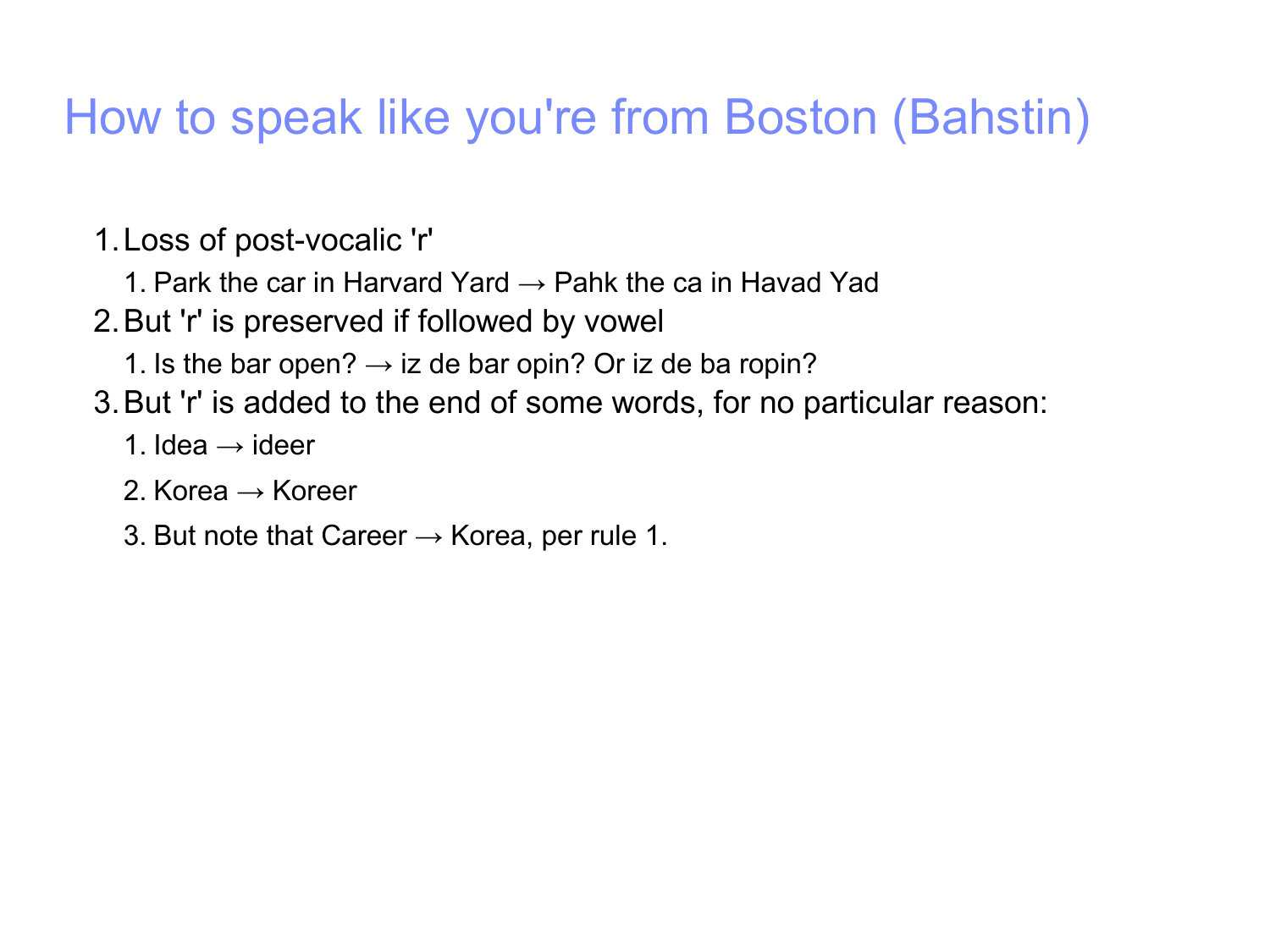# How to speak like you're from Boston (Bahstin)

1. Loss of post-vocalic 'r'
   1. Park the car in Harvard Yard → Pahk the ca in Havad Yad
2. But 'r' is preserved if followed by vowel
   1. Is the bar open? → iz de bar opin? Or iz de ba ropin?
3. But 'r' is added to the end of some words, for no particular reason:
   1. Idea → ideer
   2. Korea → Koreer
   3. But note that Career → Korea, per rule 1.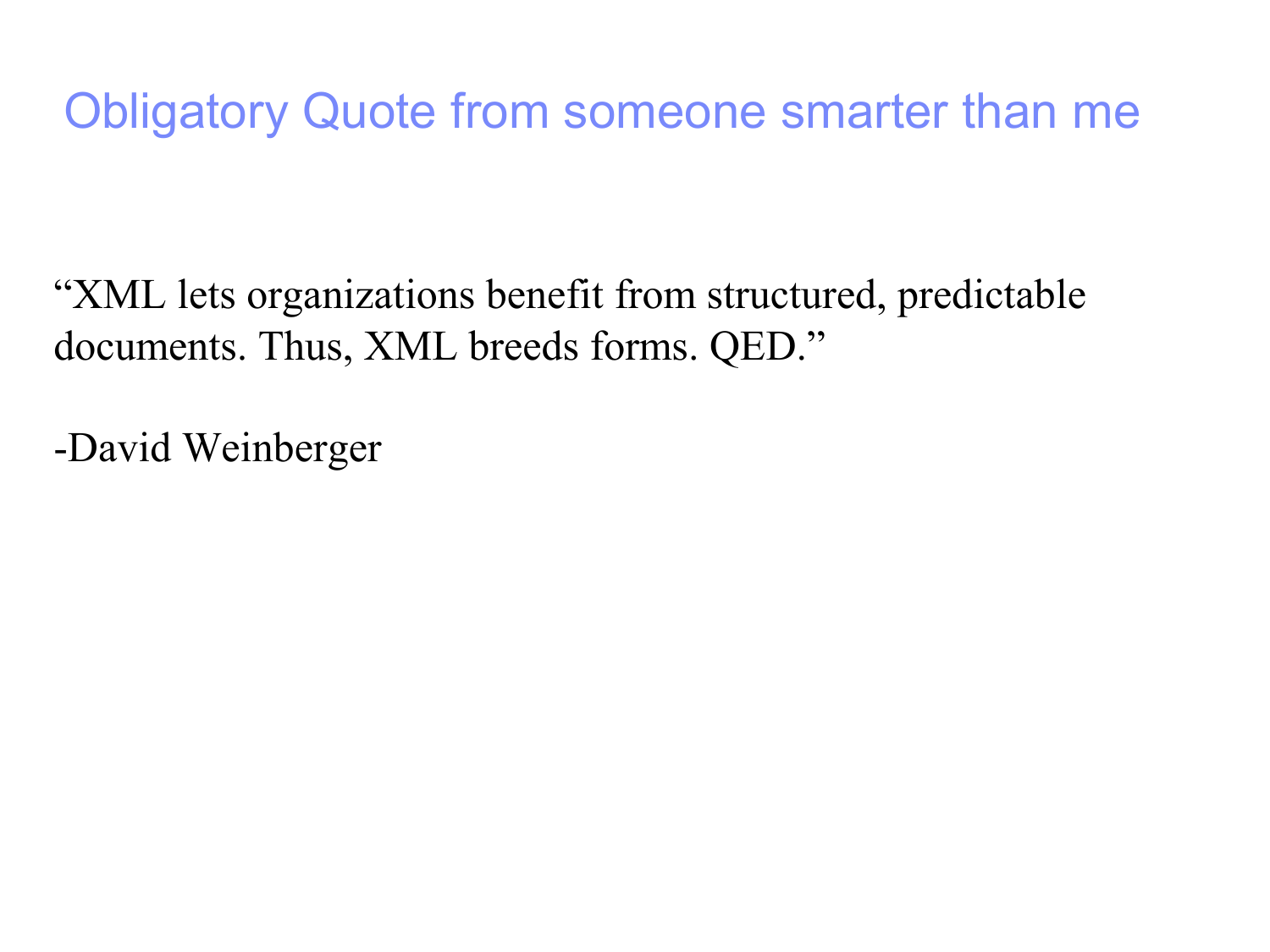# Obligatory Quote from someone smarter than me

"XML lets organizations benefit from structured, predictable documents. Thus, XML breeds forms. QED."

-David Weinberger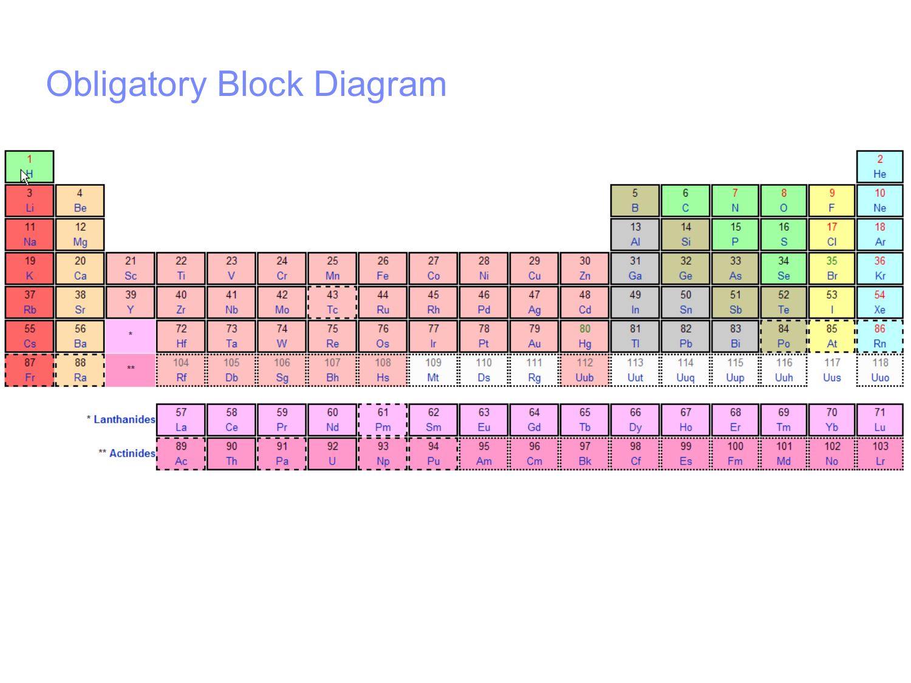# Obligatory Block Diagram

| 1 | 2 | 3 | 4 | 5 | 6 | 7 | 8 | 9 | 10 | 11 | 12 | 13 | 14 | 15 | 16 | 17 | 18 |
|---|---|---|---|---|---|---|---|---|---|---|---|---|---|---|---|---|---|
| 1 H | | | | | | | | | | | | | | | | | 2 He |
| 3 Li | 4 Be | | | | | | | | | | | 5 B | 6 C | 7 N | 8 O | 9 F | 10 Ne |
| 11 Na | 12 Mg | | | | | | | | | | | 13 Al | 14 Si | 15 P | 16 S | 17 Cl | 18 Ar |
| 19 K | 20 Ca | 21 Sc | 22 Ti | 23 V | 24 Cr | 25 Mn | 26 Fe | 27 Co | 28 Ni | 29 Cu | 30 Zn | 31 Ga | 32 Ge | 33 As | 34 Se | 35 Br | 36 Kr |
| 37 Rb | 38 Sr | 39 Y | 40 Zr | 41 Nb | 42 Mo | 43 Tc | 44 Ru | 45 Rh | 46 Pd | 47 Ag | 48 Cd | 49 In | 50 Sn | 51 Sb | 52 Te | 53 I | 54 Xe |
| 55 Cs | 56 Ba | * | 72 Hf | 73 Ta | 74 W | 75 Re | 76 Os | 77 Ir | 78 Pt | 79 Au | 80 Hg | 81 Tl | 82 Pb | 83 Bi | 84 Po | 85 At | 86 Rn |
| 87 Fr | 88 Ra | ** | 104 Rf | 105 Db | 106 Sg | 107 Bh | 108 Hs | 109 Mt | 110 Ds | 111 Rg | 112 Uub | 113 Uut | 114 Uuq | 115 Uup | 116 Uuh | 117 Uus | 118 Uuo |

| | | | | | | | | | | | | | | | |
|---|---|---|---|---|---|---|---|---|---|---|---|---|---|---|---|
| * Lanthanides | 57 La | 58 Ce | 59 Pr | 60 Nd | 61 Pm | 62 Sm | 63 Eu | 64 Gd | 65 Tb | 66 Dy | 67 Ho | 68 Er | 69 Tm | 70 Yb | 71 Lu |
| ** Actinides | 89 Ac | 90 Th | 91 Pa | 92 U | 93 Np | 94 Pu | 95 Am | 96 Cm | 97 Bk | 98 Cf | 99 Es | 100 Fm | 101 Md | 102 No | 103 Lr |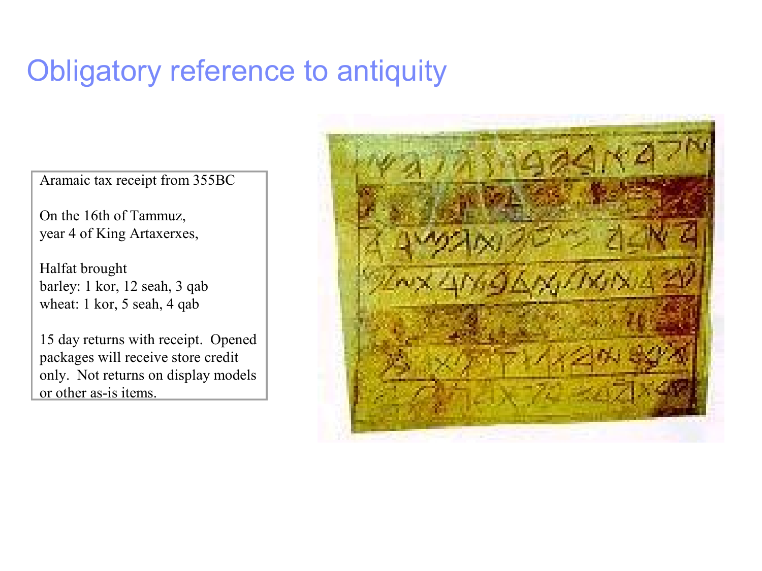# Obligatory reference to antiquity

Aramaic tax receipt from 355BC

On the 16th of Tammuz,
year 4 of King Artaxerxes,

Halfat brought
barley: 1 kor, 12 seah, 3 qab
wheat: 1 kor, 5 seah, 4 qab

15 day returns with receipt. Opened packages will receive store credit only. Not returns on display models or other as-is items.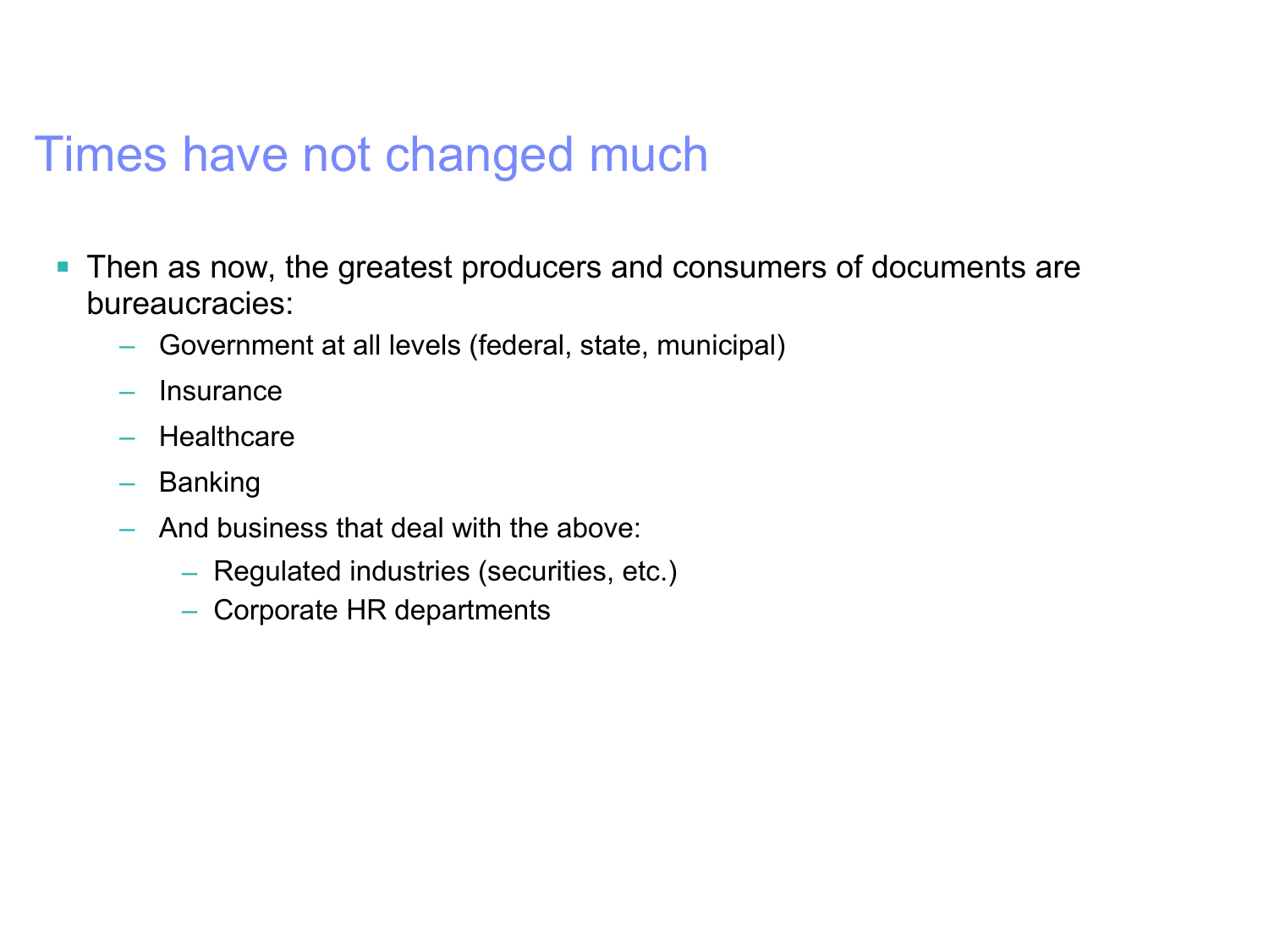# Times have not changed much

- Then as now, the greatest producers and consumers of documents are bureaucracies:
  - Government at all levels (federal, state, municipal)
  - Insurance
  - Healthcare
  - Banking
  - And business that deal with the above:
    - Regulated industries (securities, etc.)
    - Corporate HR departments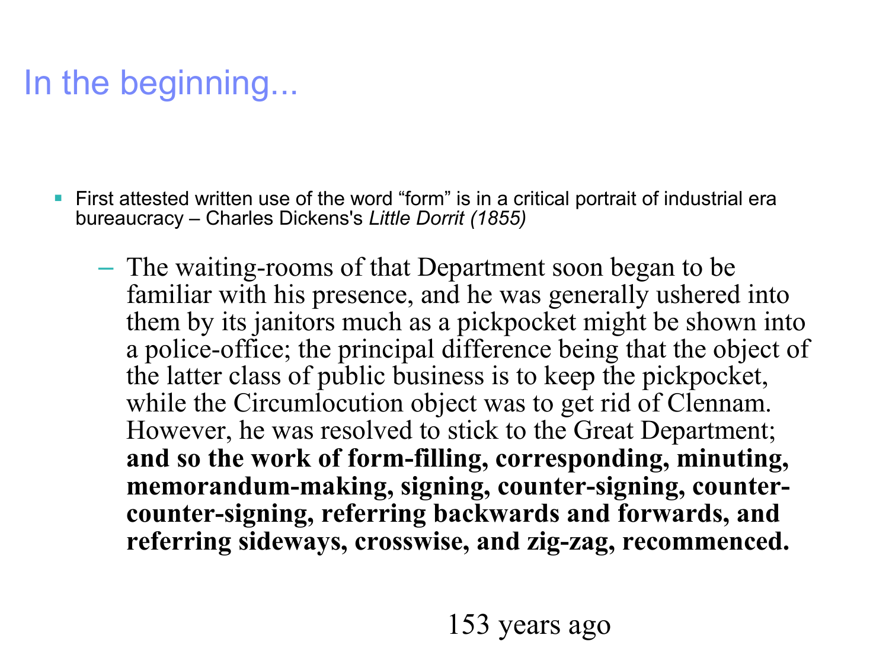# In the beginning...

- First attested written use of the word “form” is in a critical portrait of industrial era bureaucracy – Charles Dickens's *Little Dorrit (1855)*
  - The waiting-rooms of that Department soon began to be familiar with his presence, and he was generally ushered into them by its janitors much as a pickpocket might be shown into a police-office; the principal difference being that the object of the latter class of public business is to keep the pickpocket, while the Circumlocution object was to get rid of Clennam. However, he was resolved to stick to the Great Department; **and so the work of form-filling, corresponding, minuting, memorandum-making, signing, counter-signing, counter-counter-signing, referring backwards and forwards, and referring sideways, crosswise, and zig-zag, recommenced.**

153 years ago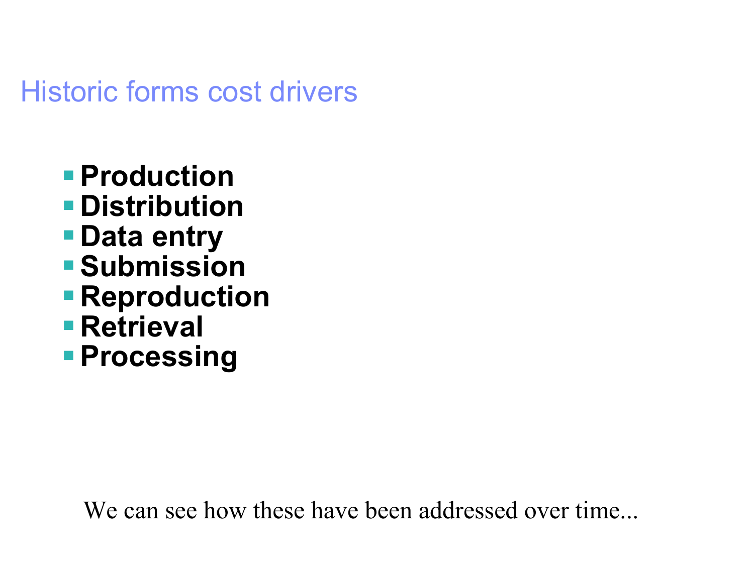## Historic forms cost drivers

- **Production**
- **Distribution**
- **Data entry**
- **Submission**
- **Reproduction**
- **Retrieval**
- **Processing**

We can see how these have been addressed over time...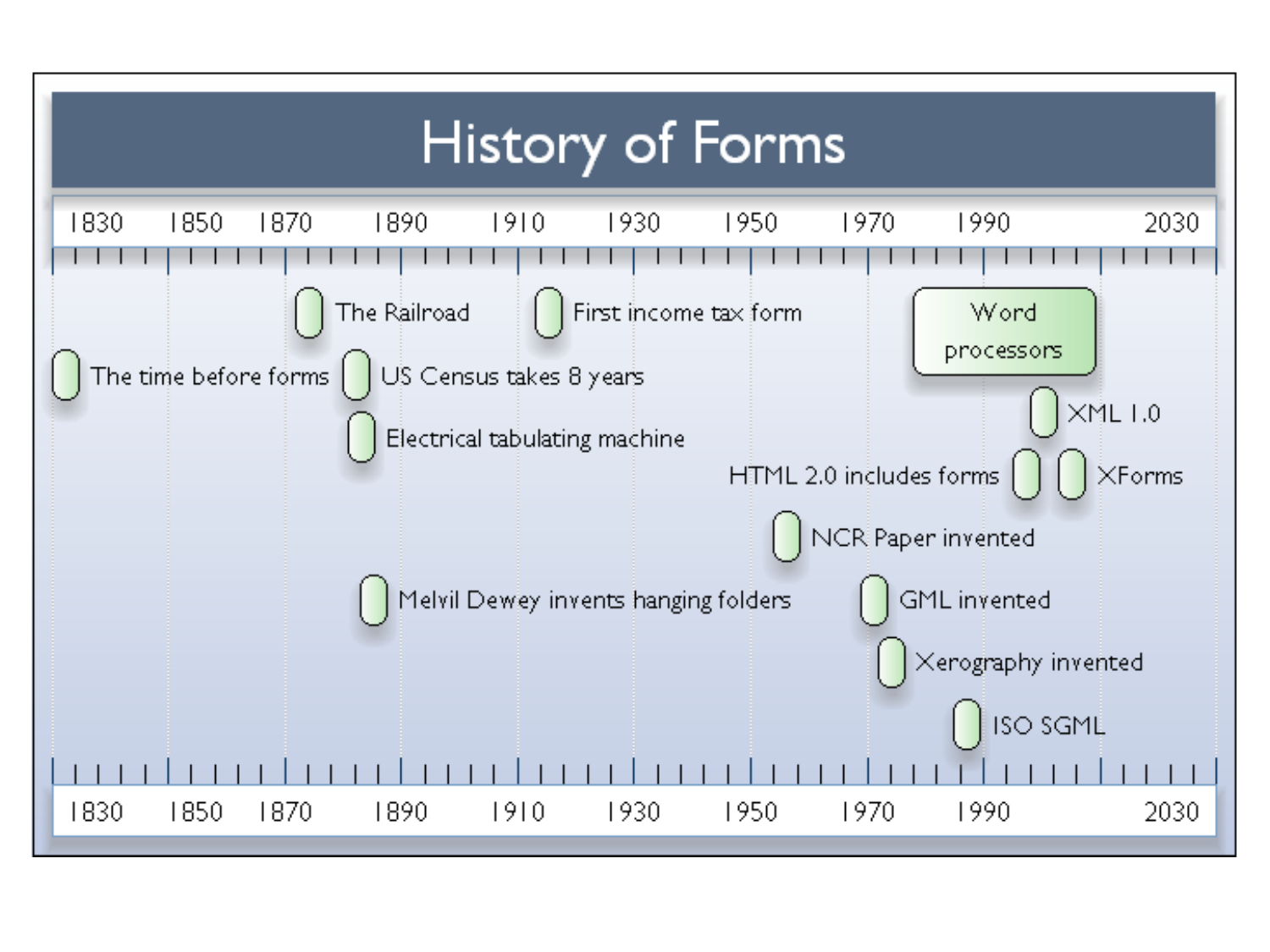# History of Forms

1830 | 1850 | 1870 | 1890 | 1910 | 1930 | 1950 | 1970 | 1990 | 2030

- The time before forms
- The Railroad
- US Census takes 8 years
- Electrical tabulating machine
- Melvil Dewey invents hanging folders
- First income tax form
- NCR Paper invented
- GML invented
- Xerography invented
- ISO SGML
- Word processors
- HTML 2.0 includes forms
- XML 1.0
- XForms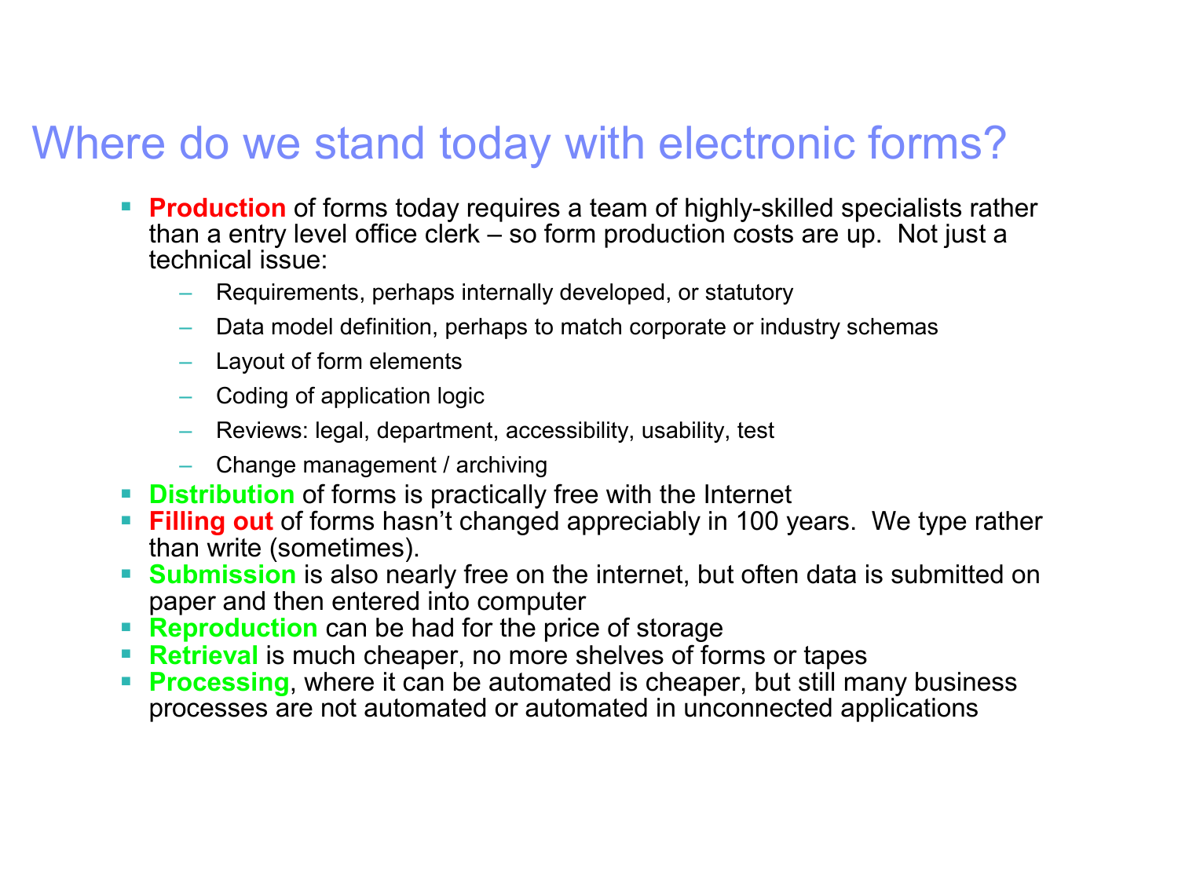# Where do we stand today with electronic forms?

- **Production** of forms today requires a team of highly-skilled specialists rather than a entry level office clerk – so form production costs are up. Not just a technical issue:
  - Requirements, perhaps internally developed, or statutory
  - Data model definition, perhaps to match corporate or industry schemas
  - Layout of form elements
  - Coding of application logic
  - Reviews: legal, department, accessibility, usability, test
  - Change management / archiving
- **Distribution** of forms is practically free with the Internet
- **Filling out** of forms hasn't changed appreciably in 100 years. We type rather than write (sometimes).
- **Submission** is also nearly free on the internet, but often data is submitted on paper and then entered into computer
- **Reproduction** can be had for the price of storage
- **Retrieval** is much cheaper, no more shelves of forms or tapes
- **Processing**, where it can be automated is cheaper, but still many business processes are not automated or automated in unconnected applications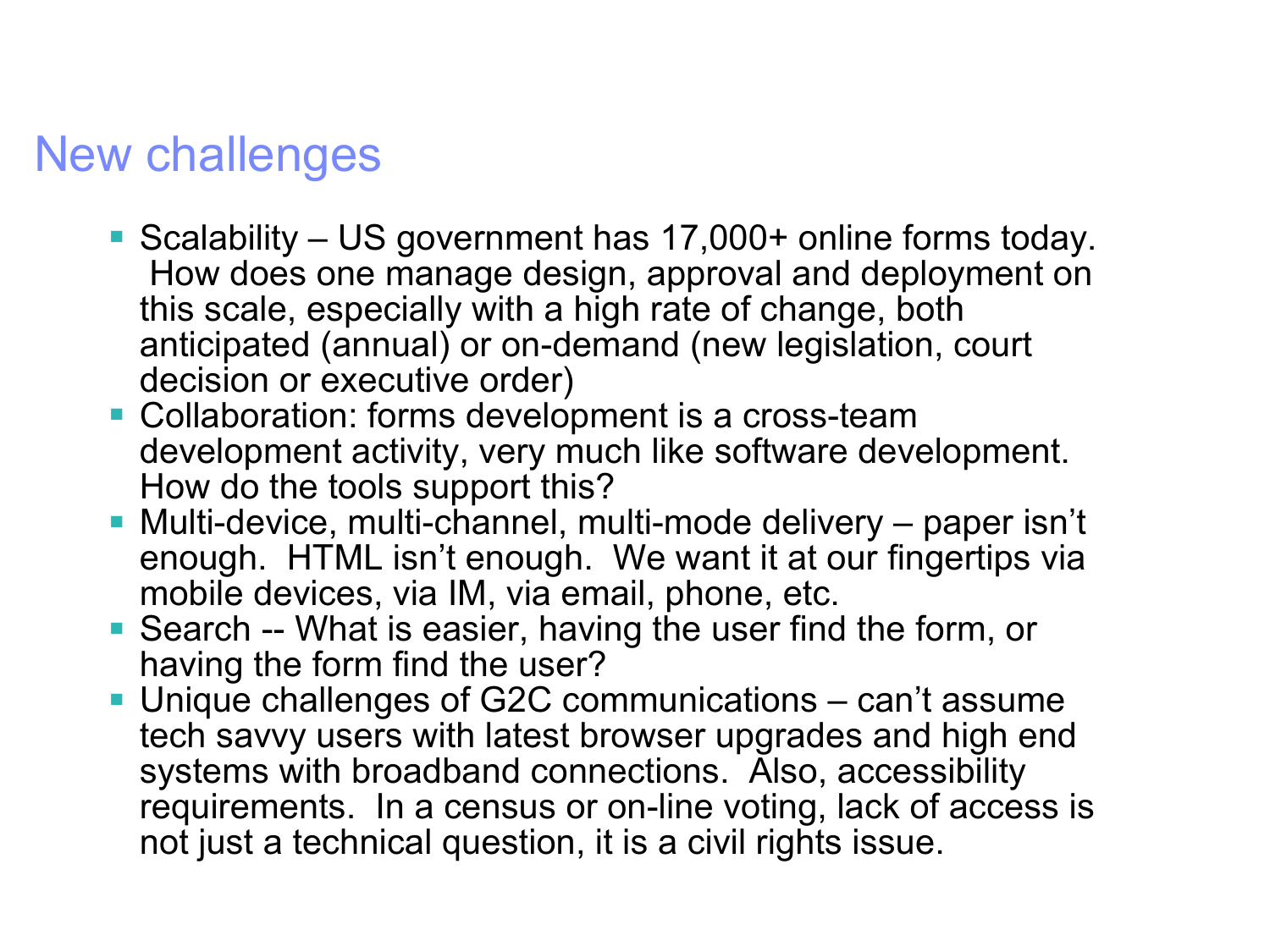# New challenges

- Scalability – US government has 17,000+ online forms today. How does one manage design, approval and deployment on this scale, especially with a high rate of change, both anticipated (annual) or on-demand (new legislation, court decision or executive order)
- Collaboration: forms development is a cross-team development activity, very much like software development. How do the tools support this?
- Multi-device, multi-channel, multi-mode delivery – paper isn't enough. HTML isn't enough. We want it at our fingertips via mobile devices, via IM, via email, phone, etc.
- Search -- What is easier, having the user find the form, or having the form find the user?
- Unique challenges of G2C communications – can't assume tech savvy users with latest browser upgrades and high end systems with broadband connections. Also, accessibility requirements. In a census or on-line voting, lack of access is not just a technical question, it is a civil rights issue.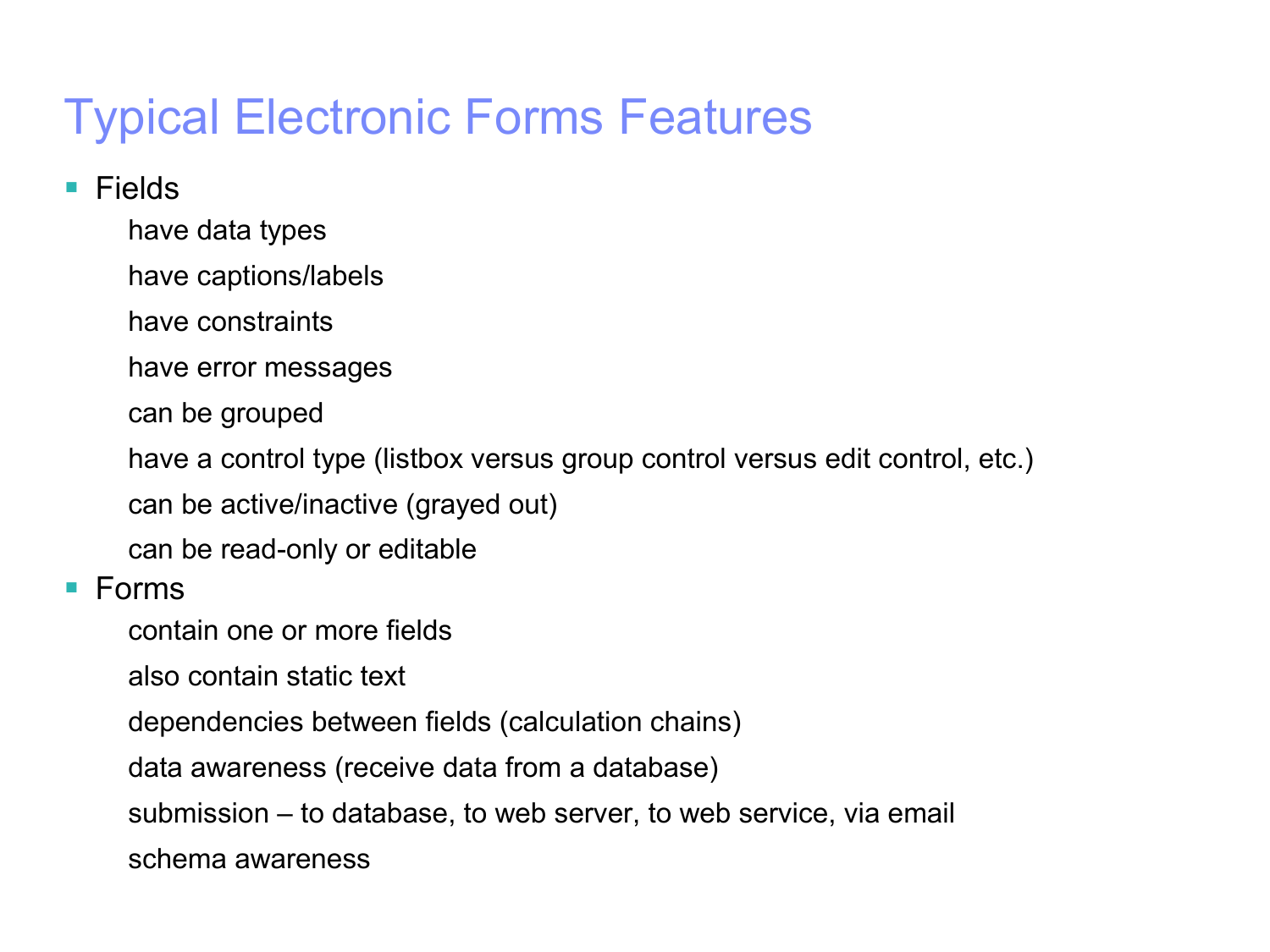# Typical Electronic Forms Features

- Fields
  - have data types
  - have captions/labels
  - have constraints
  - have error messages
  - can be grouped
  - have a control type (listbox versus group control versus edit control, etc.)
  - can be active/inactive (grayed out)
  - can be read-only or editable
- Forms
  - contain one or more fields
  - also contain static text
  - dependencies between fields (calculation chains)
  - data awareness (receive data from a database)
  - submission – to database, to web server, to web service, via email
  - schema awareness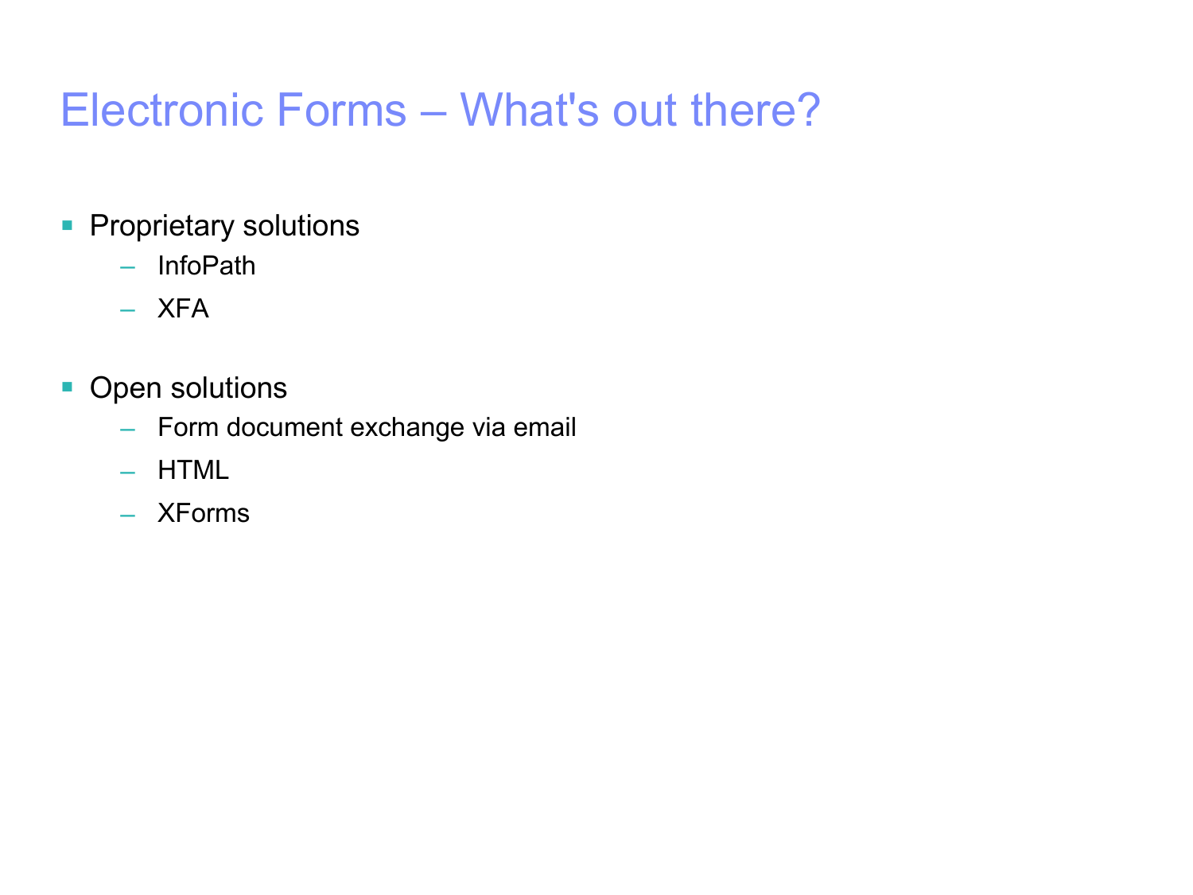# Electronic Forms – What's out there?

- Proprietary solutions
  - InfoPath
  - XFA
- Open solutions
  - Form document exchange via email
  - HTML
  - XForms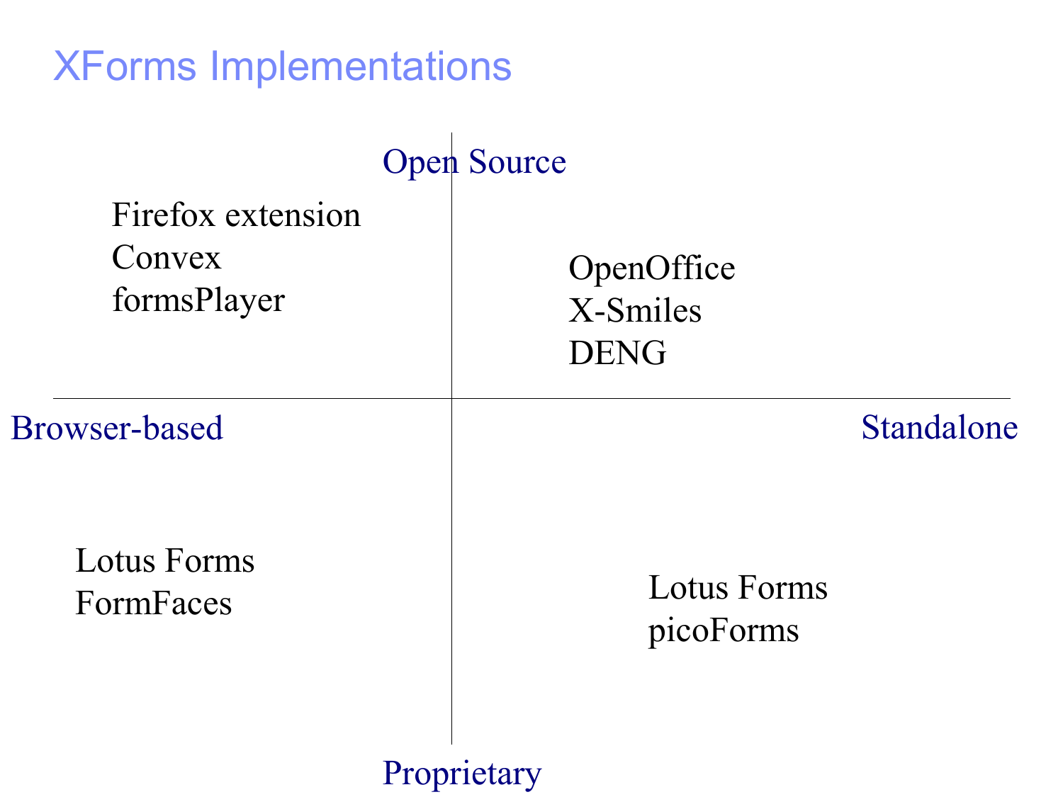# XForms Implementations

Open Source

Browser-based

Standalone

Proprietary

**Open Source / Browser-based:**
- Firefox extension
- Convex
- formsPlayer

**Open Source / Standalone:**
- OpenOffice
- X-Smiles
- DENG

**Proprietary / Browser-based:**
- Lotus Forms
- FormFaces

**Proprietary / Standalone:**
- Lotus Forms
- picoForms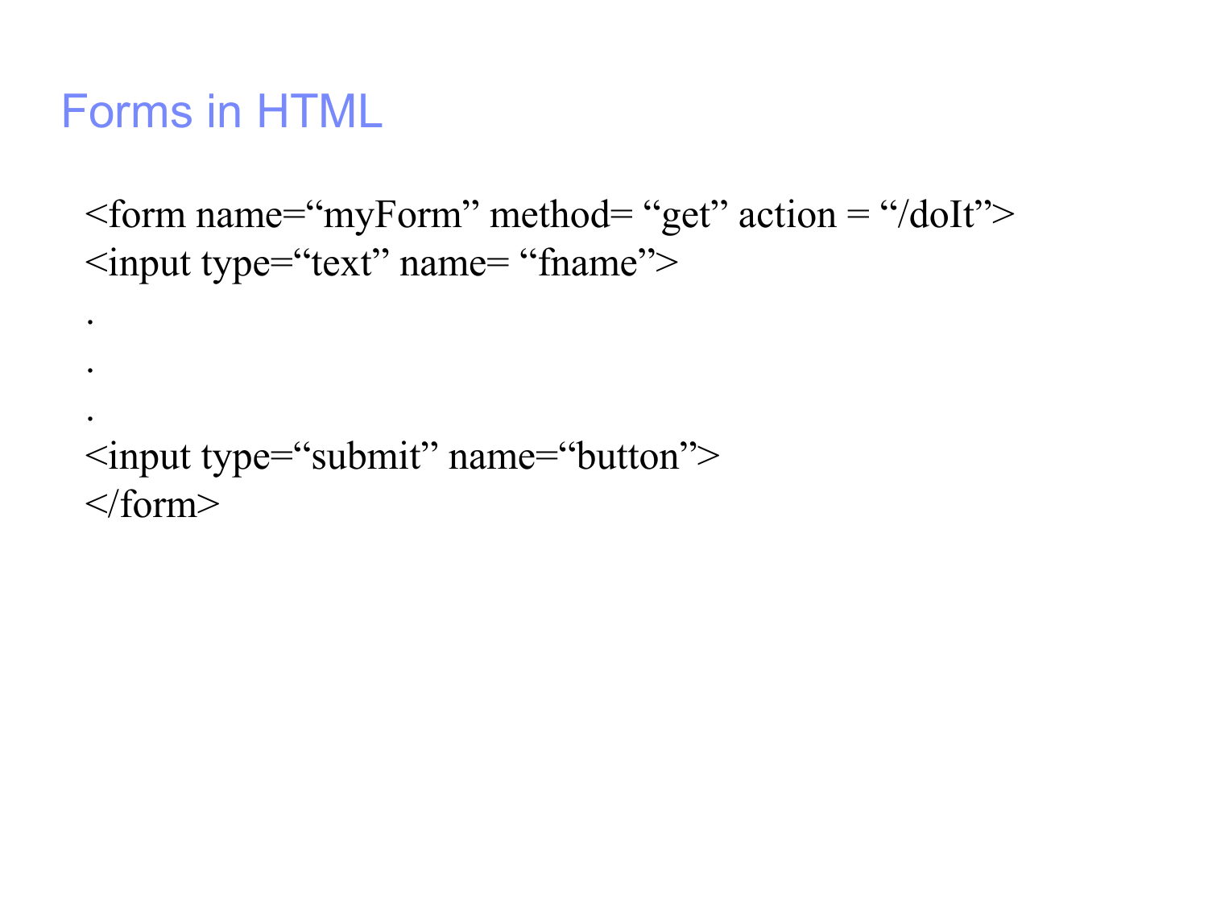# Forms in HTML

```
<form name=“myForm” method= “get” action = “/doIt”>
<input type=“text” name= “fname”>
.
.
.
<input type=“submit” name=“button”>
</form>
```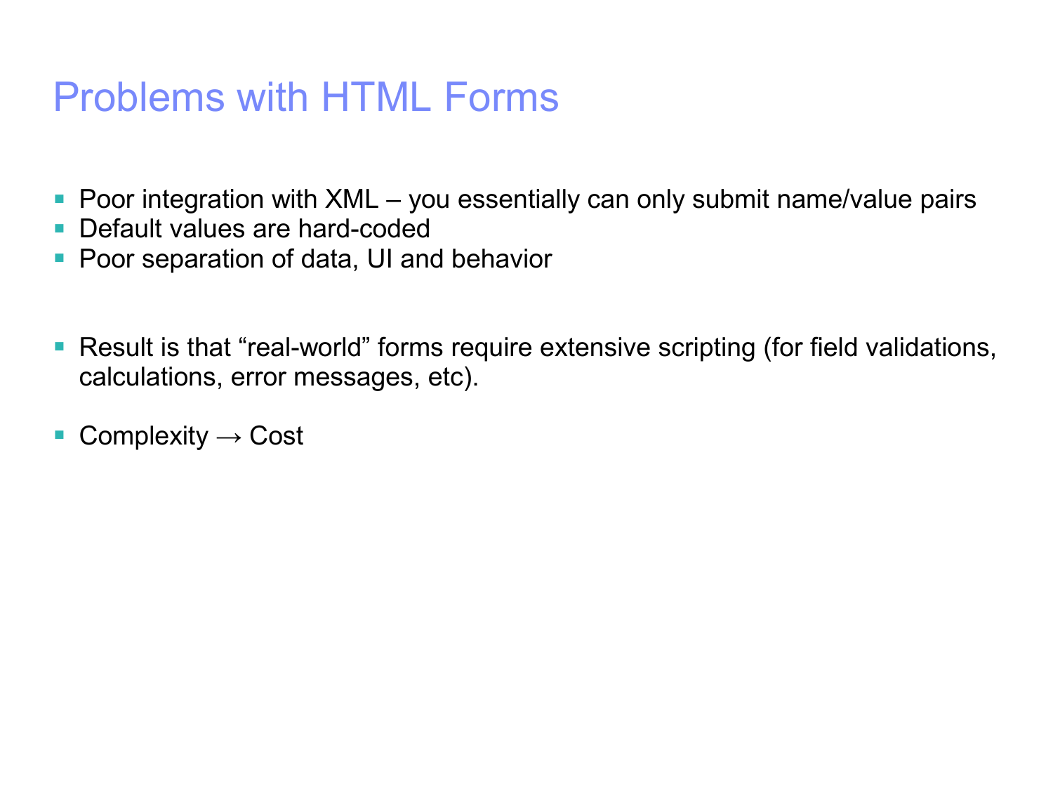# Problems with HTML Forms

- Poor integration with XML – you essentially can only submit name/value pairs
- Default values are hard-coded
- Poor separation of data, UI and behavior

- Result is that “real-world” forms require extensive scripting (for field validations, calculations, error messages, etc).

- Complexity → Cost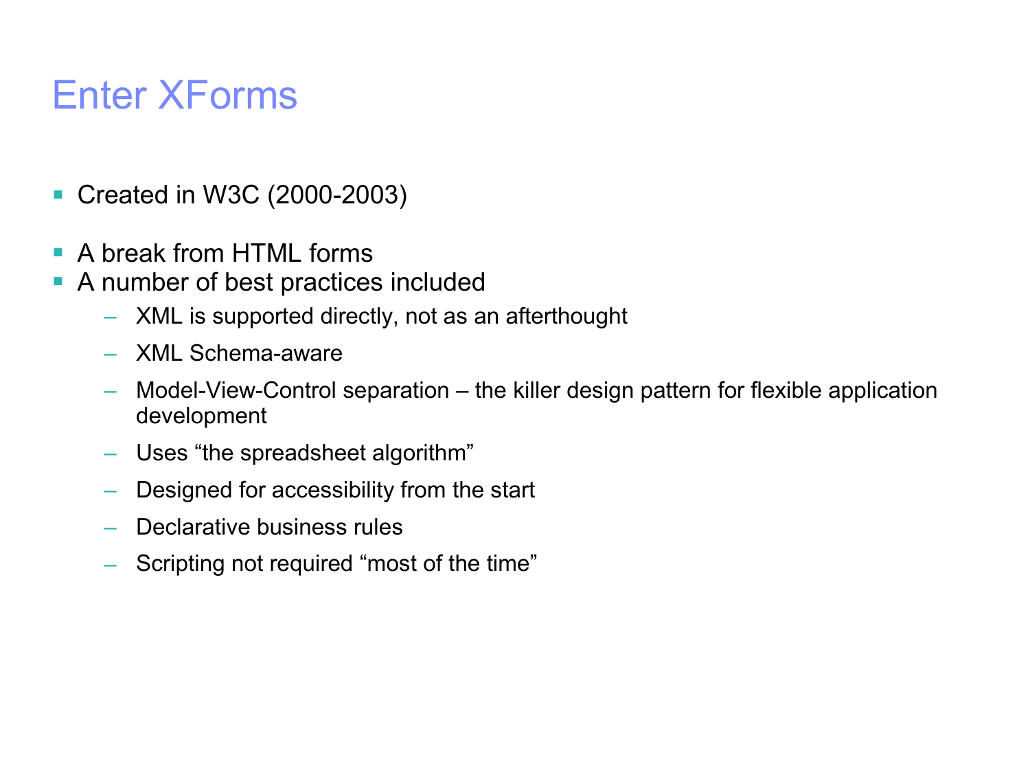# Enter XForms

- Created in W3C (2000-2003)
- A break from HTML forms
- A number of best practices included
  - XML is supported directly, not as an afterthought
  - XML Schema-aware
  - Model-View-Control separation – the killer design pattern for flexible application development
  - Uses “the spreadsheet algorithm”
  - Designed for accessibility from the start
  - Declarative business rules
  - Scripting not required “most of the time”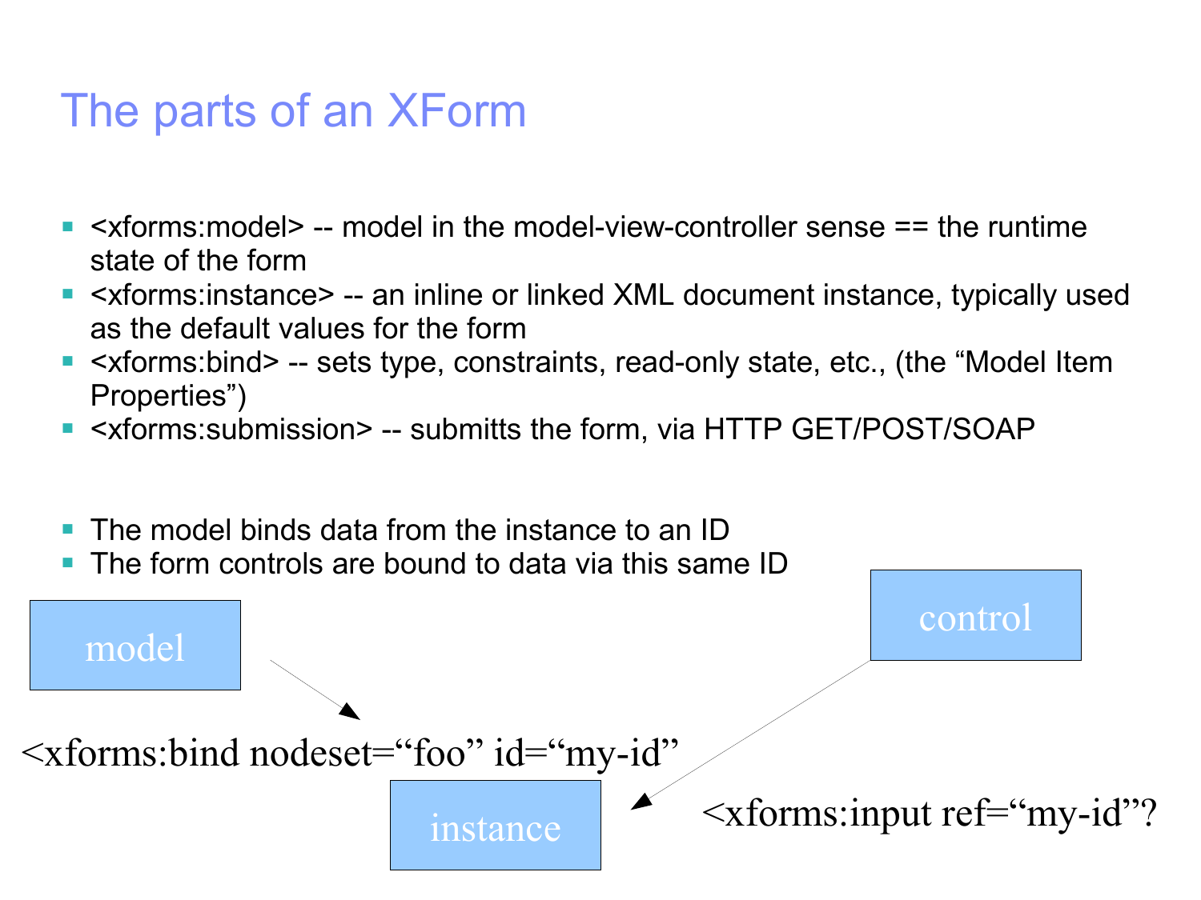# The parts of an XForm

- <xforms:model> -- model in the model-view-controller sense == the runtime state of the form
- <xforms:instance> -- an inline or linked XML document instance, typically used as the default values for the form
- <xforms:bind> -- sets type, constraints, read-only state, etc., (the "Model Item Properties")
- <xforms:submission> -- submitts the form, via HTTP GET/POST/SOAP

- The model binds data from the instance to an ID
- The form controls are bound to data via this same ID

model

control

<xforms:bind nodeset="foo" id="my-id"

instance

<xforms:input ref="my-id"?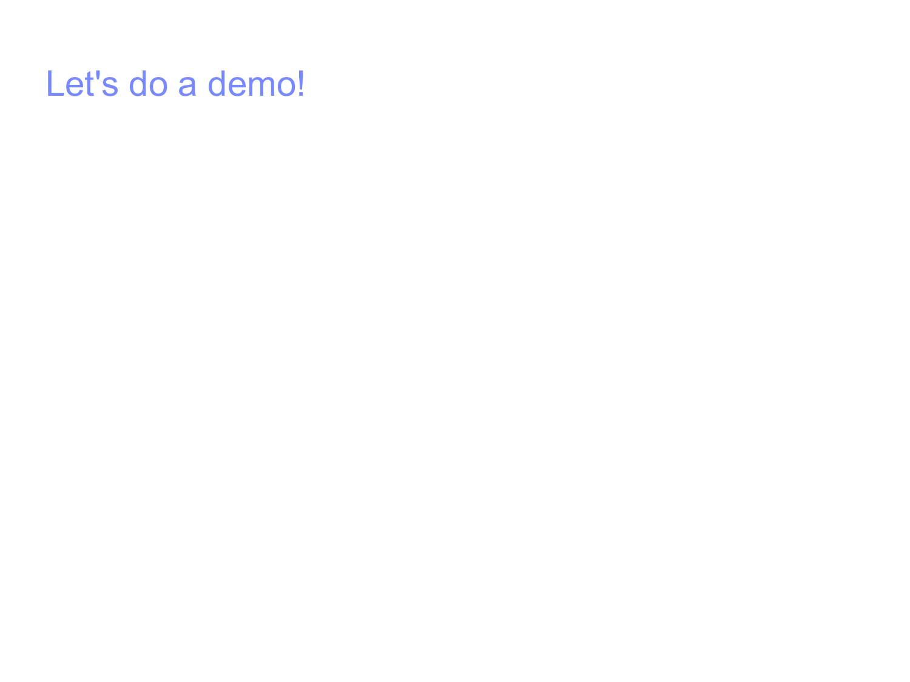# Let's do a demo!